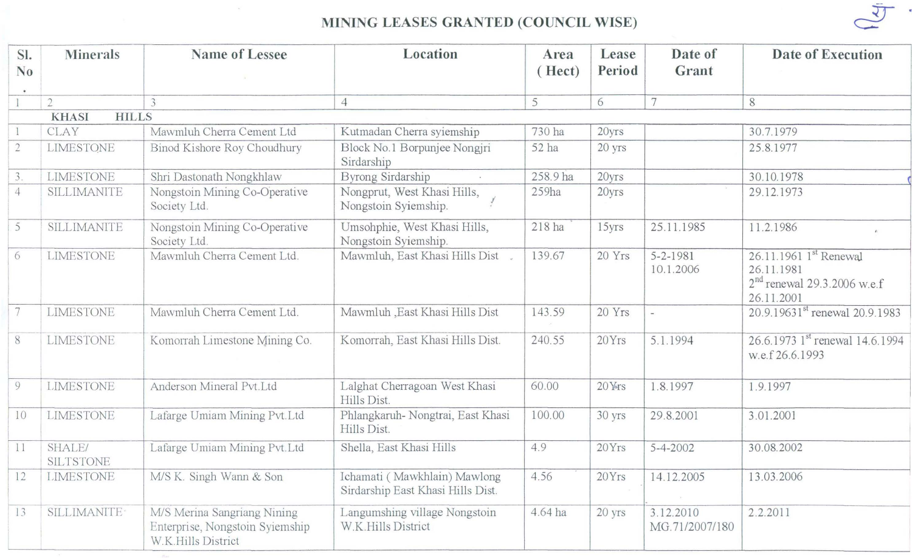# MINING LEASES GRANTED (COUNCIL WISE)

| Sl. No. | Minerals | Name of Lessee | Location | Area ( Hect) | Lease Period | Date of Grant | Date of Execution |
|---|---|---|---|---|---|---|---|
| 1 | 2 | 3 | 4 | 5 | 6 | 7 | 8 |
| **KHASI HILLS** | | | | | | | |
| 1 | CLAY | Mawmluh Cherra Cement Ltd | Kutmadan Cherra syiemship | 730 ha | 20yrs | | 30.7.1979 |
| 2 | LIMESTONE | Binod Kishore Roy Choudhury | Block No.1 Borpunjee Nongjri Sirdarship | 52 ha | 20 yrs | | 25.8.1977 |
| 3. | LIMESTONE | Shri Dastonath Nongkhlaw | Byrong Sirdarship | 258.9 ha | 20yrs | | 30.10.1978 |
| 4 | SILLIMANITE | Nongstoin Mining Co-Operative Society Ltd. | Nongprut, West Khasi Hills, Nongstoin Syiemship. | 259ha | 20yrs | | 29.12.1973 |
| 5 | SILLIMANITE | Nongstoin Mining Co-Operative Society Ltd. | Umsohphie, West Khasi Hills, Nongstoin Syiemship. | 218 ha | 15yrs | 25.11.1985 | 11.2.1986 |
| 6 | LIMESTONE | Mawmluh Cherra Cement Ltd. | Mawmluh, East Khasi Hills Dist | 139.67 | 20 Yrs | 5-2-1981 10.1.2006 | 26.11.1961 1st Renewal 26.11.1981 2nd renewal 29.3.2006 w.e.f 26.11.2001 |
| 7 | LIMESTONE | Mawmluh Cherra Cement Ltd. | Mawmluh ,East Khasi Hills Dist | 143.59 | 20 Yrs | - | 20.9.1963 1st renewal 20.9.1983 |
| 8 | LIMESTONE | Komorrah Limestone Mining Co. | Komorrah, East Khasi Hills Dist. | 240.55 | 20Yrs | 5.1.1994 | 26.6.1973 1st renewal 14.6.1994 w.e.f 26.6.1993 |
| 9 | LIMESTONE | Anderson Mineral Pvt.Ltd | Lalghat Cherragoan West Khasi Hills Dist. | 60.00 | 20Yrs | 1.8.1997 | 1.9.1997 |
| 10 | LIMESTONE | Lafarge Umiam Mining Pvt.Ltd | Phlangkaruh- Nongtrai, East Khasi Hills Dist. | 100.00 | 30 yrs | 29.8.2001 | 3.01.2001 |
| 11 | SHALE/ SILTSTONE | Lafarge Umiam Mining Pvt.Ltd | Shella, East Khasi Hills | 4.9 | 20Yrs | 5-4-2002 | 30.08.2002 |
| 12 | LIMESTONE | M/S K. Singh Wann & Son | Ichamati ( Mawkhlain) Mawlong Sirdarship East Khasi Hills Dist. | 4.56 | 20Yrs | 14.12.2005 | 13.03.2006 |
| 13 | SILLIMANITE | M/S Merina Sangriang Nining Enterprise, Nongstoin Syiemship W.K.Hills District | Langumshing village Nongstoin W.K.Hills District | 4.64 ha | 20 yrs | 3.12.2010 MG.71/2007/180 | 2.2.2011 |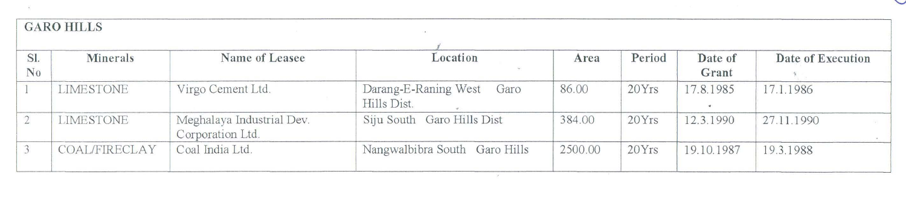## GARO HILLS

| Sl. No | Minerals | Name of Leasee | Location | Area | Period | Date of Grant | Date of Execution |
|---|---|---|---|---|---|---|---|
| 1 | LIMESTONE | Virgo Cement Ltd. | Darang-E-Raning West Garo Hills Dist. | 86.00 | 20Yrs | 17.8.1985 | 17.1.1986 |
| 2 | LIMESTONE | Meghalaya Industrial Dev. Corporation Ltd. | Siju South Garo Hills Dist | 384.00 | 20Yrs | 12.3.1990 | 27.11.1990 |
| 3 | COAL/FIRECLAY | Coal India Ltd. | Nangwalbibra South Garo Hills | 2500.00 | 20Yrs | 19.10.1987 | 19.3.1988 |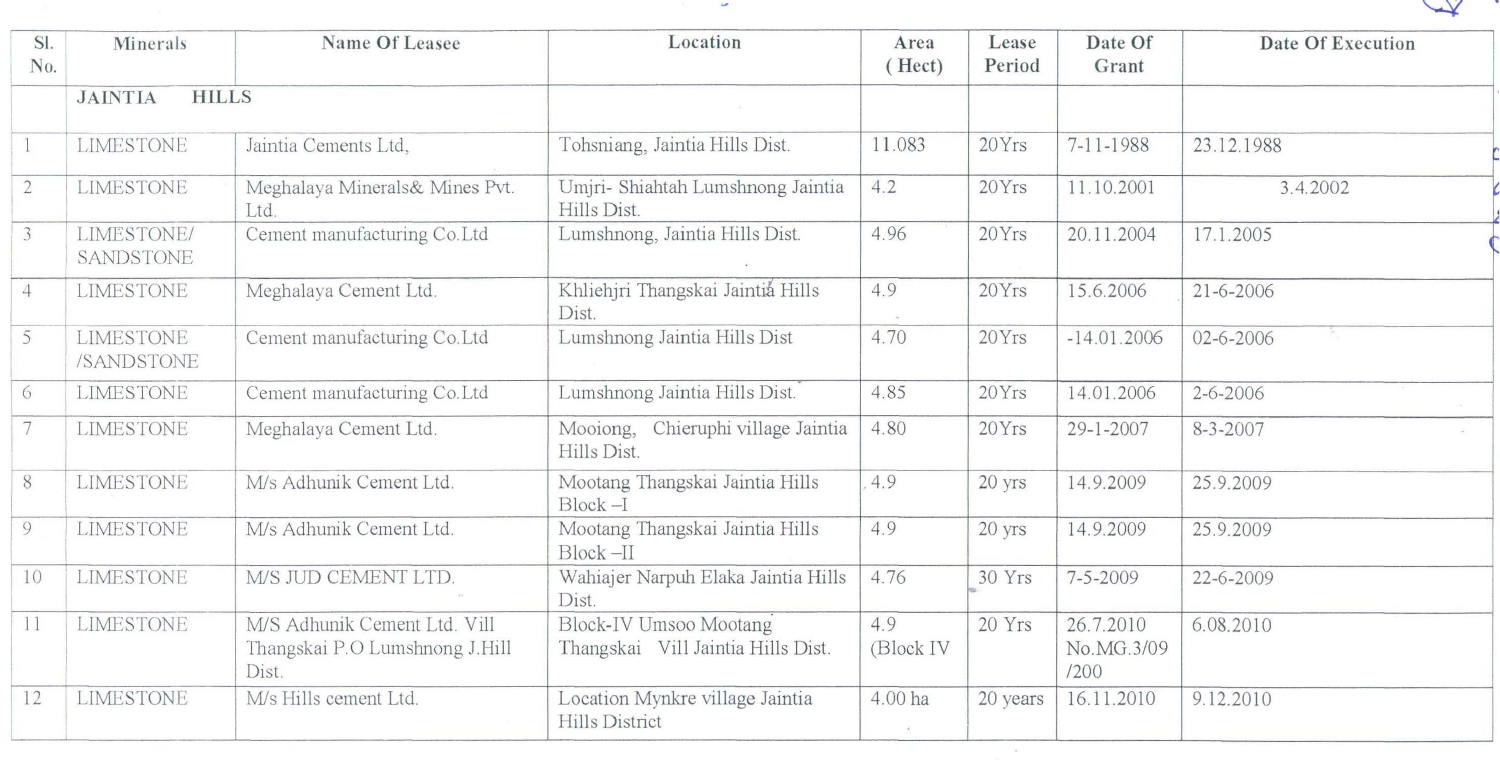| Sl. No. | Minerals | Name Of Leasee | Location | Area ( Hect) | Lease Period | Date Of Grant | Date Of Execution |
|---|---|---|---|---|---|---|---|
| | JAINTIA HILLS | | | | | | |
| 1 | LIMESTONE | Jaintia Cements Ltd, | Tohsniang, Jaintia Hills Dist. | 11.083 | 20Yrs | 7-11-1988 | 23.12.1988 |
| 2 | LIMESTONE | Meghalaya Minerals& Mines Pvt. Ltd. | Umjri- Shiahtah Lumshnong Jaintia Hills Dist. | 4.2 | 20Yrs | 11.10.2001 | 3.4.2002 |
| 3 | LIMESTONE/ SANDSTONE | Cement manufacturing Co.Ltd | Lumshnong, Jaintia Hills Dist. | 4.96 | 20Yrs | 20.11.2004 | 17.1.2005 |
| 4 | LIMESTONE | Meghalaya Cement Ltd. | Khliehjri Thangskai Jaintia Hills Dist. | 4.9 | 20Yrs | 15.6.2006 | 21-6-2006 |
| 5 | LIMESTONE /SANDSTONE | Cement manufacturing Co.Ltd | Lumshnong Jaintia Hills Dist | 4.70 | 20Yrs | -14.01.2006 | 02-6-2006 |
| 6 | LIMESTONE | Cement manufacturing Co.Ltd | Lumshnong Jaintia Hills Dist. | 4.85 | 20Yrs | 14.01.2006 | 2-6-2006 |
| 7 | LIMESTONE | Meghalaya Cement Ltd. | Mooiong, Chieruphi village Jaintia Hills Dist. | 4.80 | 20Yrs | 29-1-2007 | 8-3-2007 |
| 8 | LIMESTONE | M/s Adhunik Cement Ltd. | Mootang Thangskai Jaintia Hills Block –I | 4.9 | 20 yrs | 14.9.2009 | 25.9.2009 |
| 9 | LIMESTONE | M/s Adhunik Cement Ltd. | Mootang Thangskai Jaintia Hills Block –II | 4.9 | 20 yrs | 14.9.2009 | 25.9.2009 |
| 10 | LIMESTONE | M/S JUD CEMENT LTD. | Wahiajer Narpuh Elaka Jaintia Hills Dist. | 4.76 | 30 Yrs | 7-5-2009 | 22-6-2009 |
| 11 | LIMESTONE | M/S Adhunik Cement Ltd. Vill Thangskai P.O Lumshnong J.Hill Dist. | Block-IV Umsoo Mootang Thangskai Vill Jaintia Hills Dist. | 4.9 (Block IV | 20 Yrs | 26.7.2010 No.MG.3/09 /200 | 6.08.2010 |
| 12 | LIMESTONE | M/s Hills cement Ltd. | Location Mynkre village Jaintia Hills District | 4.00 ha | 20 years | 16.11.2010 | 9.12.2010 |